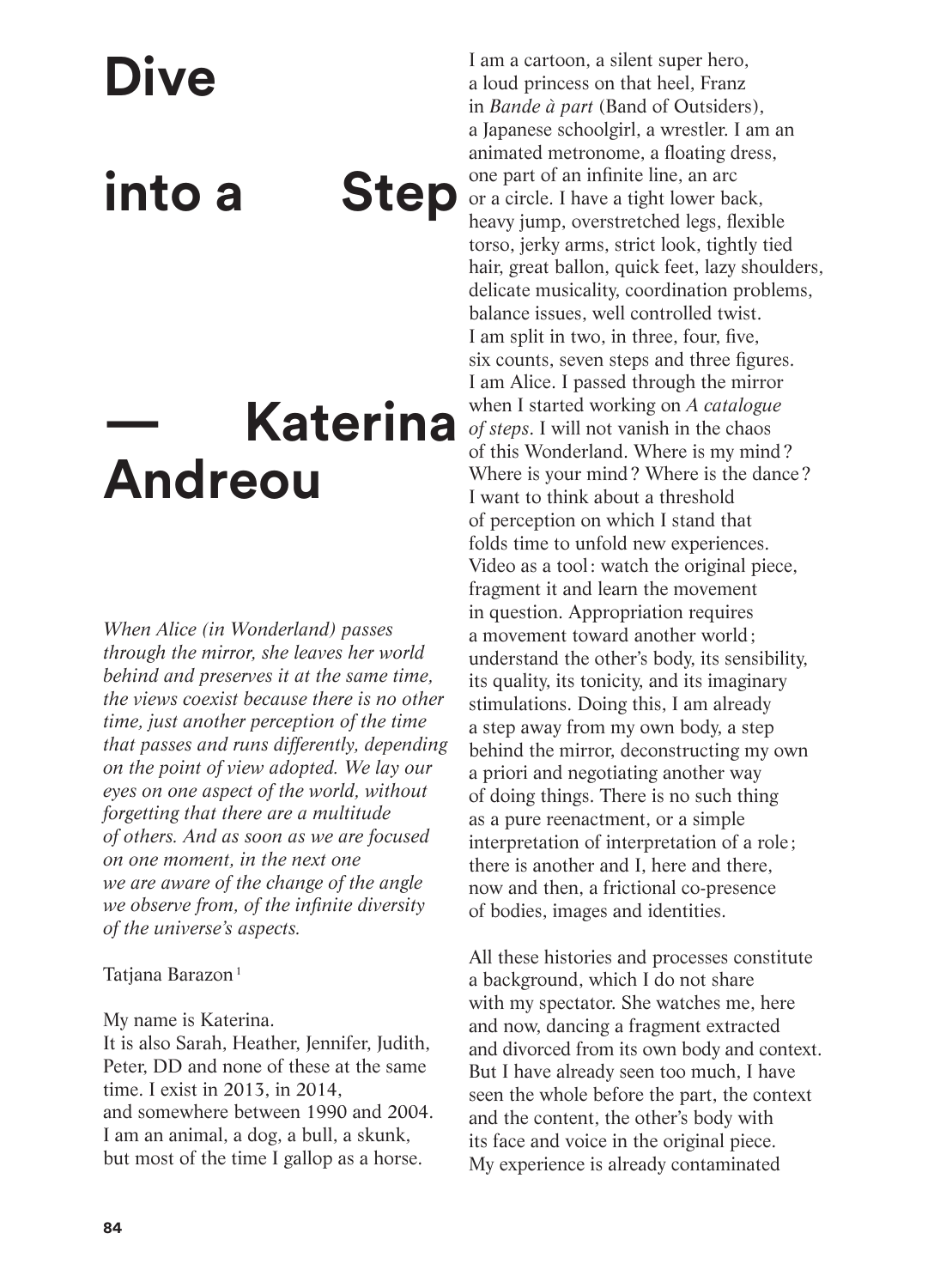# Dive into a Step — Katerina Andreou

*When Alice (in Wonderland) passes through the mirror, she leaves her world behind and preserves it at the same time, the views coexist because there is no other time, just another perception of the time that passes and runs differently, depending on the point of view adopted. We lay our eyes on one aspect of the world, without forgetting that there are a multitude of others. And as soon as we are focused on one moment, in the next one we are aware of the change of the angle we observe from, of the infinite diversity of the universe's aspects.*

Tatjana Barazon[1]

My name is Katerina.
It is also Sarah, Heather, Jennifer, Judith, Peter, DD and none of these at the same time. I exist in 2013, in 2014, and somewhere between 1990 and 2004. I am an animal, a dog, a bull, a skunk, but most of the time I gallop as a horse. I am a cartoon, a silent super hero, a loud princess on that heel, Franz in *Bande à part* (Band of Outsiders), a Japanese schoolgirl, a wrestler. I am an animated metronome, a floating dress, one part of an infinite line, an arc or a circle. I have a tight lower back, heavy jump, overstretched legs, flexible torso, jerky arms, strict look, tightly tied hair, great ballon, quick feet, lazy shoulders, delicate musicality, coordination problems, balance issues, well controlled twist. I am split in two, in three, four, five, six counts, seven steps and three figures. I am Alice. I passed through the mirror when I started working on *A catalogue of steps*. I will not vanish in the chaos of this Wonderland. Where is my mind? Where is your mind? Where is the dance? I want to think about a threshold of perception on which I stand that folds time to unfold new experiences. Video as a tool: watch the original piece, fragment it and learn the movement in question. Appropriation requires a movement toward another world; understand the other's body, its sensibility, its quality, its tonicity, and its imaginary stimulations. Doing this, I am already a step away from my own body, a step behind the mirror, deconstructing my own a priori and negotiating another way of doing things. There is no such thing as a pure reenactment, or a simple interpretation of interpretation of a role; there is another and I, here and there, now and then, a frictional co-presence of bodies, images and identities.

All these histories and processes constitute a background, which I do not share with my spectator. She watches me, here and now, dancing a fragment extracted and divorced from its own body and context. But I have already seen too much, I have seen the whole before the part, the context and the content, the other's body with its face and voice in the original piece. My experience is already contaminated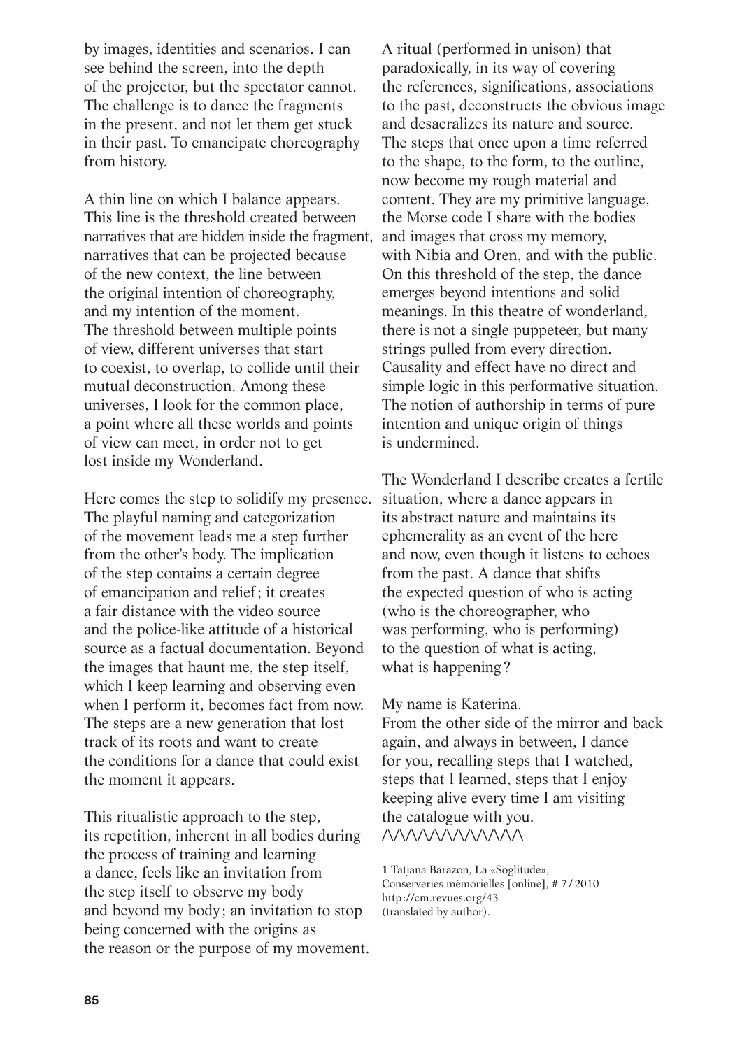by images, identities and scenarios. I can see behind the screen, into the depth of the projector, but the spectator cannot. The challenge is to dance the fragments in the present, and not let them get stuck in their past. To emancipate choreography from history.

A thin line on which I balance appears. This line is the threshold created between narratives that are hidden inside the fragment, narratives that can be projected because of the new context, the line between the original intention of choreography, and my intention of the moment. The threshold between multiple points of view, different universes that start to coexist, to overlap, to collide until their mutual deconstruction. Among these universes, I look for the common place, a point where all these worlds and points of view can meet, in order not to get lost inside my Wonderland.

Here comes the step to solidify my presence. The playful naming and categorization of the movement leads me a step further from the other's body. The implication of the step contains a certain degree of emancipation and relief; it creates a fair distance with the video source and the police-like attitude of a historical source as a factual documentation. Beyond the images that haunt me, the step itself, which I keep learning and observing even when I perform it, becomes fact from now. The steps are a new generation that lost track of its roots and want to create the conditions for a dance that could exist the moment it appears.

This ritualistic approach to the step, its repetition, inherent in all bodies during the process of training and learning a dance, feels like an invitation from the step itself to observe my body and beyond my body; an invitation to stop being concerned with the origins as the reason or the purpose of my movement. A ritual (performed in unison) that paradoxically, in its way of covering the references, significations, associations to the past, deconstructs the obvious image and desacralizes its nature and source. The steps that once upon a time referred to the shape, to the form, to the outline, now become my rough material and content. They are my primitive language, the Morse code I share with the bodies and images that cross my memory, with Nibia and Oren, and with the public. On this threshold of the step, the dance emerges beyond intentions and solid meanings. In this theatre of wonderland, there is not a single puppeteer, but many strings pulled from every direction. Causality and effect have no direct and simple logic in this performative situation. The notion of authorship in terms of pure intention and unique origin of things is undermined.

The Wonderland I describe creates a fertile situation, where a dance appears in its abstract nature and maintains its ephemerality as an event of the here and now, even though it listens to echoes from the past. A dance that shifts the expected question of who is acting (who is the choreographer, who was performing, who is performing) to the question of what is acting, what is happening?

My name is Katerina.
From the other side of the mirror and back again, and always in between, I dance for you, recalling steps that I watched, steps that I learned, steps that I enjoy keeping alive every time I am visiting the catalogue with you.
/\/\/\/\/\/\/\/\/\/\/\/\/\

**1** Tatjana Barazon, La «Soglitude», Conserveries mémorielles [online], # 7 / 2010 http://cm.revues.org/43 (translated by author).